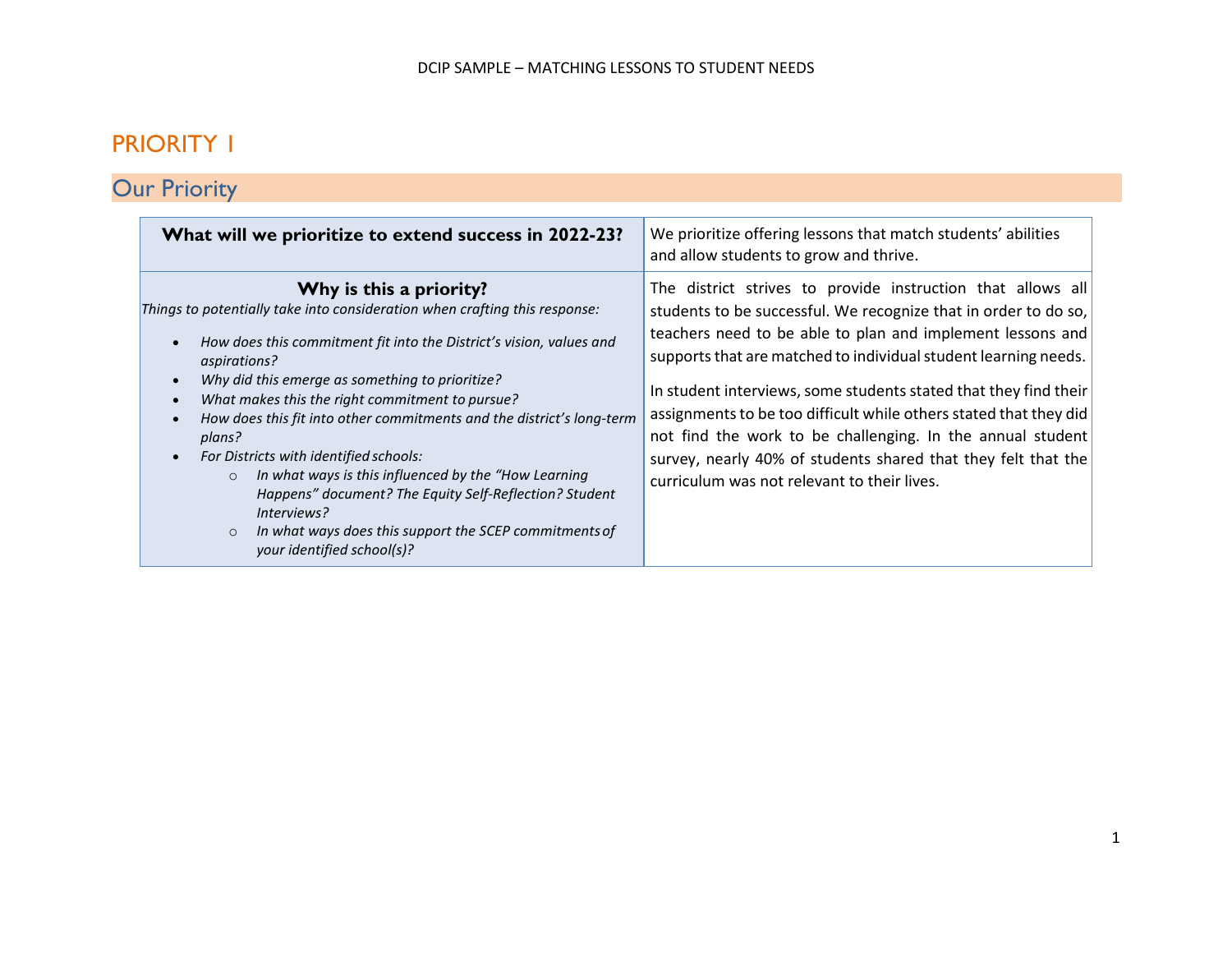# PRIORITY 1

## Our Priority

| **What will we prioritize to extend success in 2022-23?** | We prioritize offering lessons that match students' abilities and allow students to grow and thrive. |
|---|---|
| **Why is this a priority?**<br>*Things to potentially take into consideration when crafting this response:*<br>• *How does this commitment fit into the District's vision, values and aspirations?*<br>• *Why did this emerge as something to prioritize?*<br>• *What makes this the right commitment to pursue?*<br>• *How does this fit into other commitments and the district's long-term plans?*<br>• *For Districts with identified schools:*<br>&nbsp;&nbsp;&nbsp;&nbsp;○ *In what ways is this influenced by the "How Learning Happens" document? The Equity Self-Reflection? Student Interviews?*<br>&nbsp;&nbsp;&nbsp;&nbsp;○ *In what ways does this support the SCEP commitments of your identified school(s)?* | The district strives to provide instruction that allows all students to be successful. We recognize that in order to do so, teachers need to be able to plan and implement lessons and supports that are matched to individual student learning needs.<br><br>In student interviews, some students stated that they find their assignments to be too difficult while others stated that they did not find the work to be challenging. In the annual student survey, nearly 40% of students shared that they felt that the curriculum was not relevant to their lives. |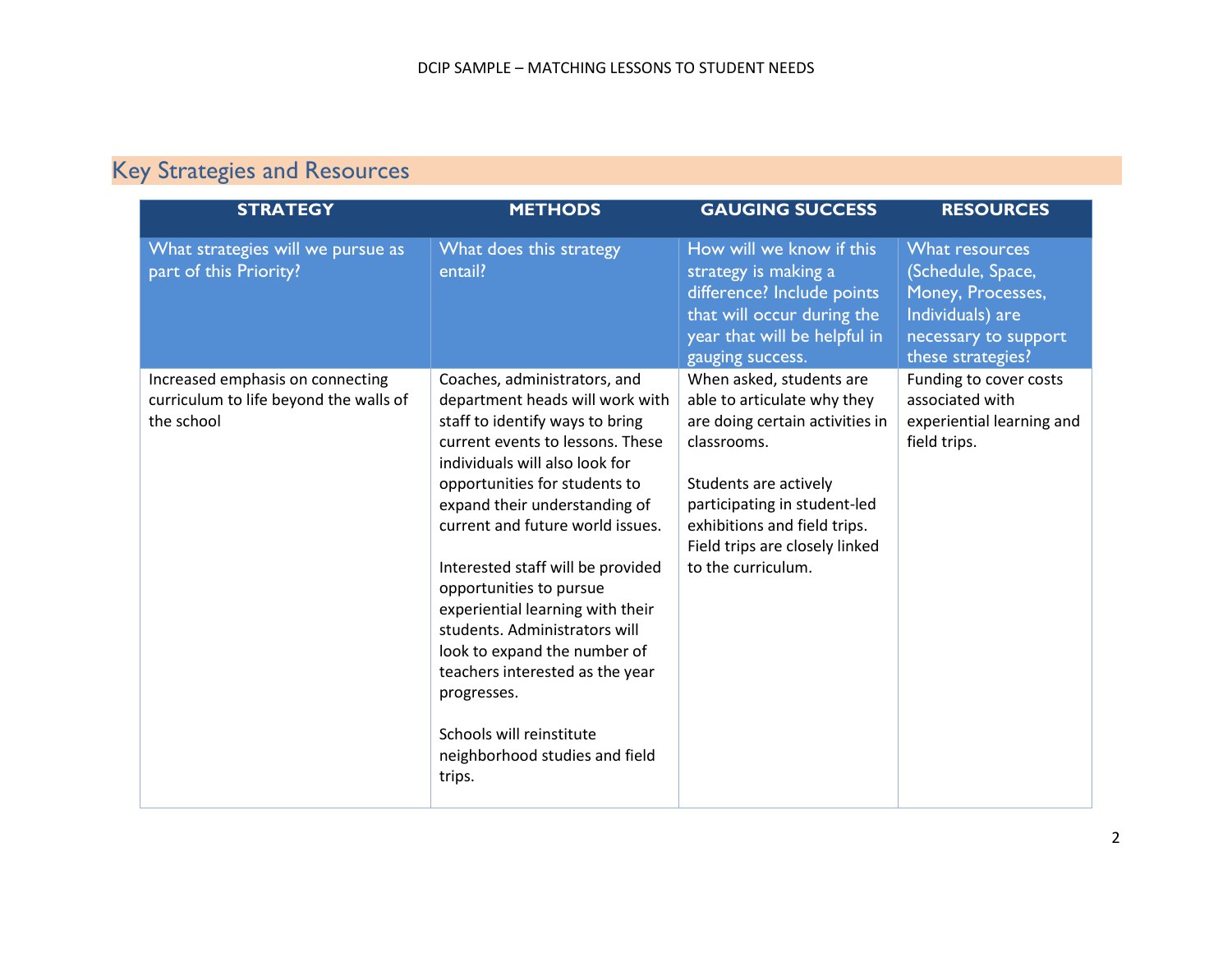## Key Strategies and Resources

| STRATEGY | METHODS | GAUGING SUCCESS | RESOURCES |
|---|---|---|---|
| What strategies will we pursue as part of this Priority? | What does this strategy entail? | How will we know if this strategy is making a difference? Include points that will occur during the year that will be helpful in gauging success. | What resources (Schedule, Space, Money, Processes, Individuals) are necessary to support these strategies? |
| Increased emphasis on connecting curriculum to life beyond the walls of the school | Coaches, administrators, and department heads will work with staff to identify ways to bring current events to lessons. These individuals will also look for opportunities for students to expand their understanding of current and future world issues.<br><br>Interested staff will be provided opportunities to pursue experiential learning with their students. Administrators will look to expand the number of teachers interested as the year progresses.<br><br>Schools will reinstitute neighborhood studies and field trips. | When asked, students are able to articulate why they are doing certain activities in classrooms.<br><br>Students are actively participating in student-led exhibitions and field trips. Field trips are closely linked to the curriculum. | Funding to cover costs associated with experiential learning and field trips. |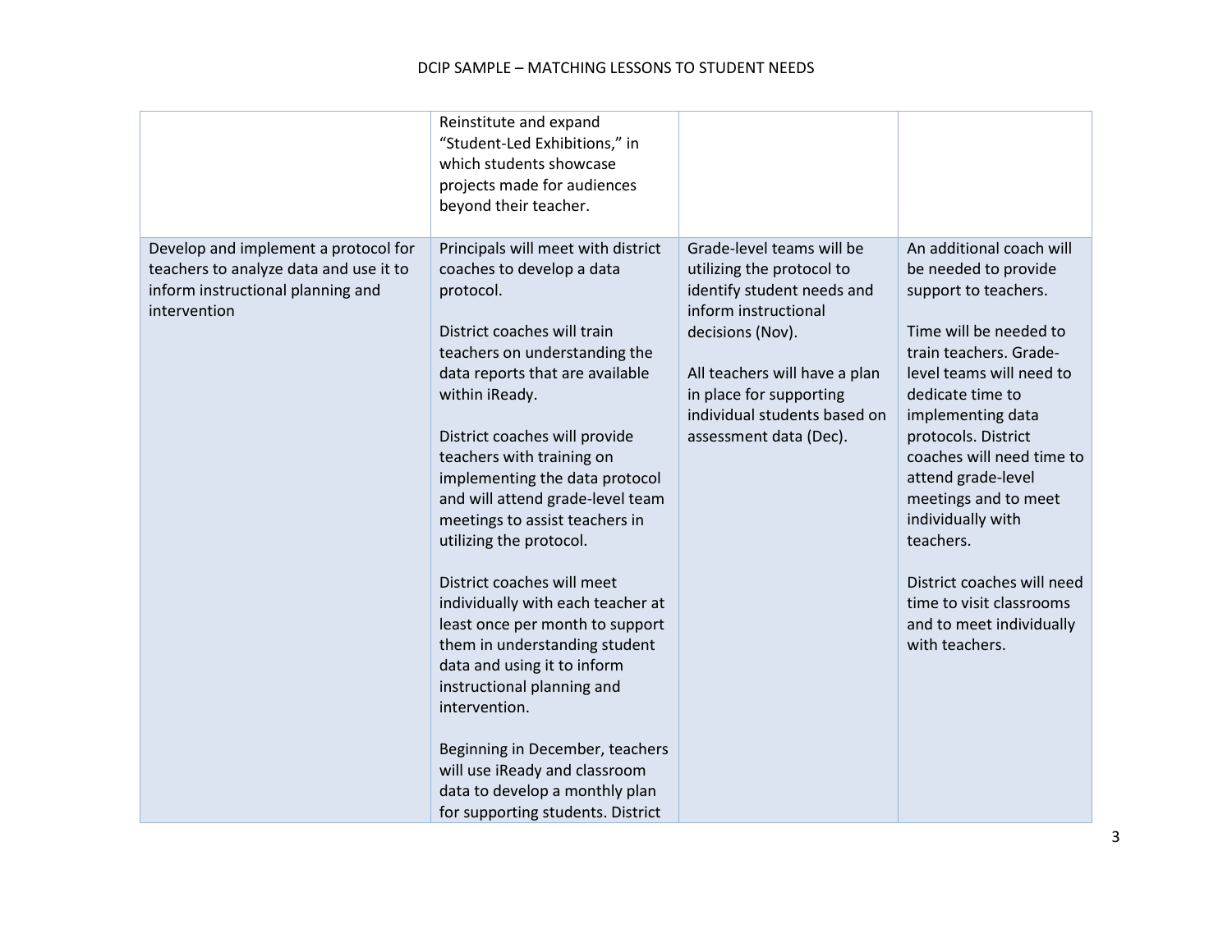| | | | |
|---|---|---|---|
| | Reinstitute and expand "Student-Led Exhibitions," in which students showcase projects made for audiences beyond their teacher. | | |
| Develop and implement a protocol for teachers to analyze data and use it to inform instructional planning and intervention | Principals will meet with district coaches to develop a data protocol.<br><br>District coaches will train teachers on understanding the data reports that are available within iReady.<br><br>District coaches will provide teachers with training on implementing the data protocol and will attend grade-level team meetings to assist teachers in utilizing the protocol.<br><br>District coaches will meet individually with each teacher at least once per month to support them in understanding student data and using it to inform instructional planning and intervention.<br><br>Beginning in December, teachers will use iReady and classroom data to develop a monthly plan for supporting students. District | Grade-level teams will be utilizing the protocol to identify student needs and inform instructional decisions (Nov).<br><br>All teachers will have a plan in place for supporting individual students based on assessment data (Dec). | An additional coach will be needed to provide support to teachers.<br><br>Time will be needed to train teachers. Grade-level teams will need to dedicate time to implementing data protocols. District coaches will need time to attend grade-level meetings and to meet individually with teachers.<br><br>District coaches will need time to visit classrooms and to meet individually with teachers. |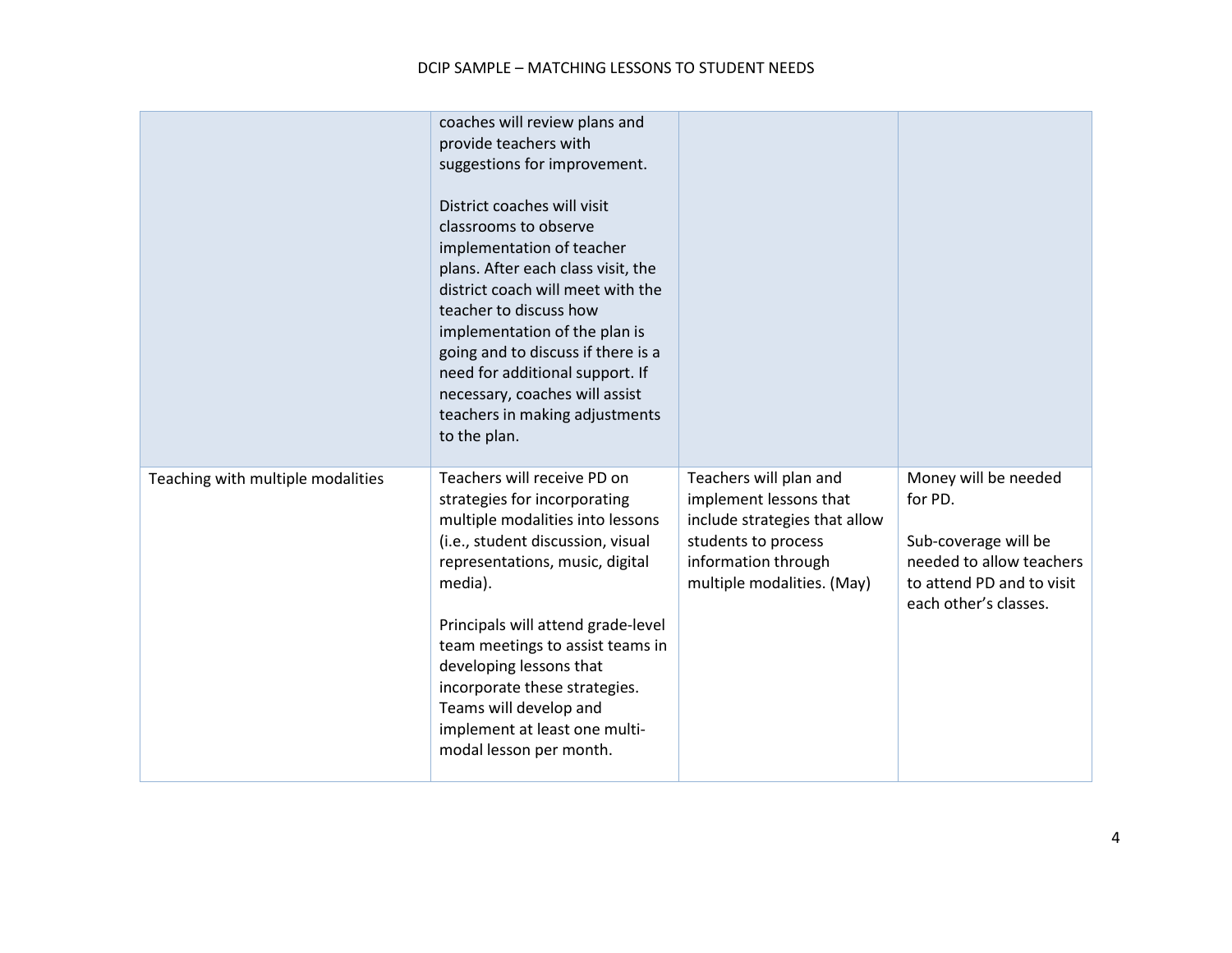| | | | |
|---|---|---|---|
| | coaches will review plans and provide teachers with suggestions for improvement.<br><br>District coaches will visit classrooms to observe implementation of teacher plans. After each class visit, the district coach will meet with the teacher to discuss how implementation of the plan is going and to discuss if there is a need for additional support. If necessary, coaches will assist teachers in making adjustments to the plan. | | |
| Teaching with multiple modalities | Teachers will receive PD on strategies for incorporating multiple modalities into lessons (i.e., student discussion, visual representations, music, digital media).<br><br>Principals will attend grade-level team meetings to assist teams in developing lessons that incorporate these strategies. Teams will develop and implement at least one multi-modal lesson per month. | Teachers will plan and implement lessons that include strategies that allow students to process information through multiple modalities. (May) | Money will be needed for PD.<br><br>Sub-coverage will be needed to allow teachers to attend PD and to visit each other's classes. |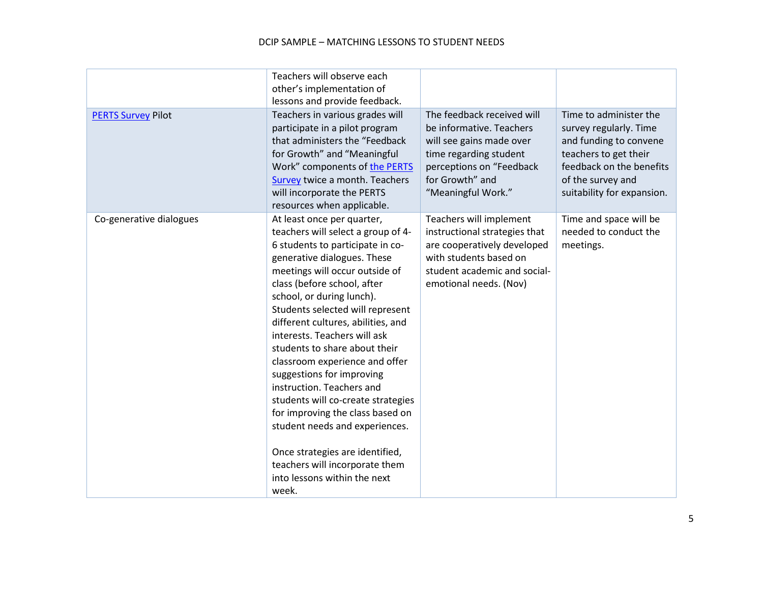| | | | |
|---|---|---|---|
| | Teachers will observe each other's implementation of lessons and provide feedback. | | |
| [PERTS Survey]() Pilot | Teachers in various grades will participate in a pilot program that administers the "Feedback for Growth" and "Meaningful Work" components of [the PERTS Survey]() twice a month. Teachers will incorporate the PERTS resources when applicable. | The feedback received will be informative. Teachers will see gains made over time regarding student perceptions on "Feedback for Growth" and "Meaningful Work." | Time to administer the survey regularly. Time and funding to convene teachers to get their feedback on the benefits of the survey and suitability for expansion. |
| Co-generative dialogues | At least once per quarter, teachers will select a group of 4-6 students to participate in co-generative dialogues. These meetings will occur outside of class (before school, after school, or during lunch). Students selected will represent different cultures, abilities, and interests. Teachers will ask students to share about their classroom experience and offer suggestions for improving instruction. Teachers and students will co-create strategies for improving the class based on student needs and experiences.<br><br>Once strategies are identified, teachers will incorporate them into lessons within the next week. | Teachers will implement instructional strategies that are cooperatively developed with students based on student academic and social-emotional needs. (Nov) | Time and space will be needed to conduct the meetings. |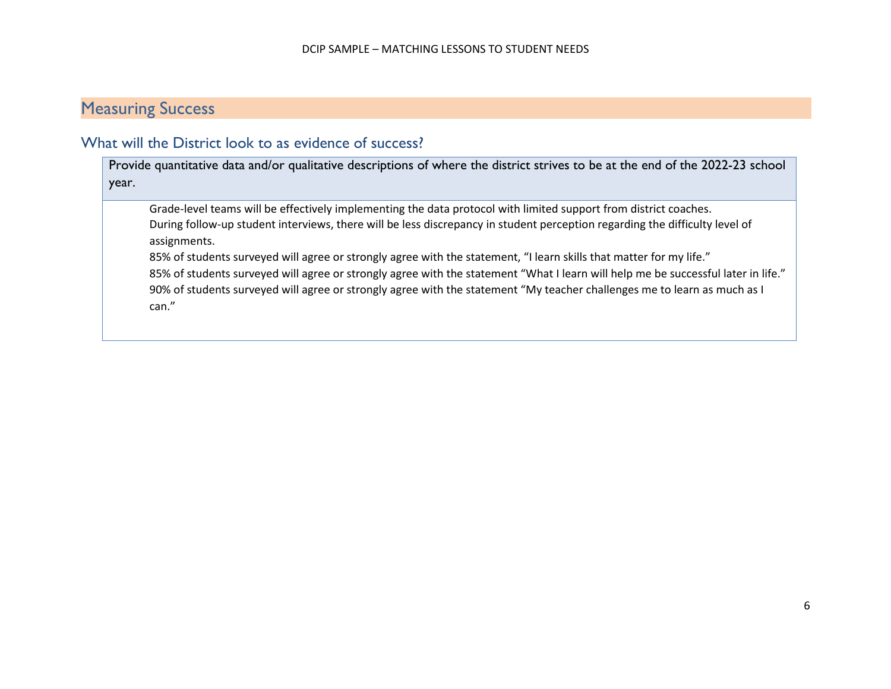## Measuring Success

### What will the District look to as evidence of success?

| Provide quantitative data and/or qualitative descriptions of where the district strives to be at the end of the 2022-23 school year. |
| --- |
| Grade-level teams will be effectively implementing the data protocol with limited support from district coaches.<br>During follow-up student interviews, there will be less discrepancy in student perception regarding the difficulty level of assignments.<br>85% of students surveyed will agree or strongly agree with the statement, "I learn skills that matter for my life."<br>85% of students surveyed will agree or strongly agree with the statement "What I learn will help me be successful later in life."<br>90% of students surveyed will agree or strongly agree with the statement "My teacher challenges me to learn as much as I can." |